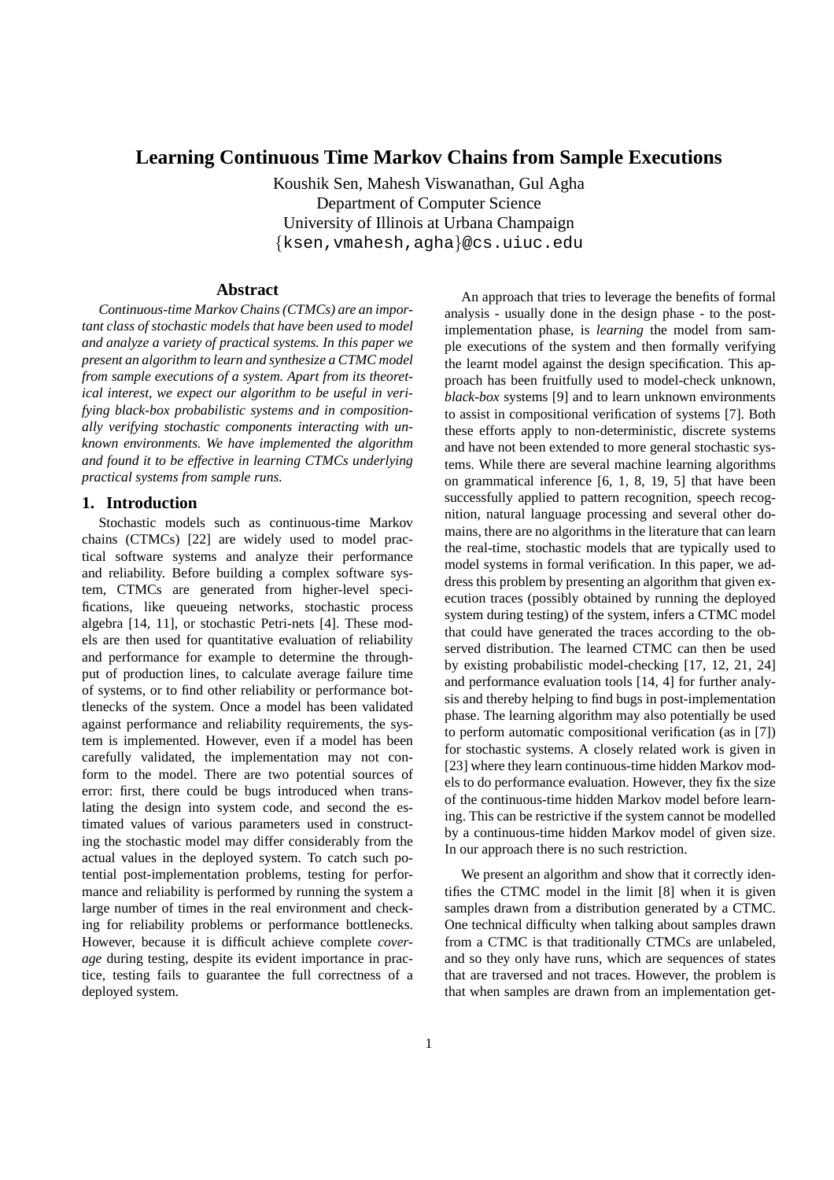# Learning Continuous Time Markov Chains from Sample Executions

Koushik Sen, Mahesh Viswanathan, Gul Agha
Department of Computer Science
University of Illinois at Urbana Champaign
{ksen,vmahesh,agha}@cs.uiuc.edu

## Abstract

*Continuous-time Markov Chains (CTMCs) are an important class of stochastic models that have been used to model and analyze a variety of practical systems. In this paper we present an algorithm to learn and synthesize a CTMC model from sample executions of a system. Apart from its theoretical interest, we expect our algorithm to be useful in verifying black-box probabilistic systems and in compositionally verifying stochastic components interacting with unknown environments. We have implemented the algorithm and found it to be effective in learning CTMCs underlying practical systems from sample runs.*

## 1. Introduction

Stochastic models such as continuous-time Markov chains (CTMCs) [22] are widely used to model practical software systems and analyze their performance and reliability. Before building a complex software system, CTMCs are generated from higher-level specifications, like queueing networks, stochastic process algebra [14, 11], or stochastic Petri-nets [4]. These models are then used for quantitative evaluation of reliability and performance for example to determine the throughput of production lines, to calculate average failure time of systems, or to find other reliability or performance bottlenecks of the system. Once a model has been validated against performance and reliability requirements, the system is implemented. However, even if a model has been carefully validated, the implementation may not conform to the model. There are two potential sources of error: first, there could be bugs introduced when translating the design into system code, and second the estimated values of various parameters used in constructing the stochastic model may differ considerably from the actual values in the deployed system. To catch such potential post-implementation problems, testing for performance and reliability is performed by running the system a large number of times in the real environment and checking for reliability problems or performance bottlenecks. However, because it is difficult achieve complete *coverage* during testing, despite its evident importance in practice, testing fails to guarantee the full correctness of a deployed system.

An approach that tries to leverage the benefits of formal analysis - usually done in the design phase - to the post-implementation phase, is *learning* the model from sample executions of the system and then formally verifying the learnt model against the design specification. This approach has been fruitfully used to model-check unknown, *black-box* systems [9] and to learn unknown environments to assist in compositional verification of systems [7]. Both these efforts apply to non-deterministic, discrete systems and have not been extended to more general stochastic systems. While there are several machine learning algorithms on grammatical inference [6, 1, 8, 19, 5] that have been successfully applied to pattern recognition, speech recognition, natural language processing and several other domains, there are no algorithms in the literature that can learn the real-time, stochastic models that are typically used to model systems in formal verification. In this paper, we address this problem by presenting an algorithm that given execution traces (possibly obtained by running the deployed system during testing) of the system, infers a CTMC model that could have generated the traces according to the observed distribution. The learned CTMC can then be used by existing probabilistic model-checking [17, 12, 21, 24] and performance evaluation tools [14, 4] for further analysis and thereby helping to find bugs in post-implementation phase. The learning algorithm may also potentially be used to perform automatic compositional verification (as in [7]) for stochastic systems. A closely related work is given in [23] where they learn continuous-time hidden Markov models to do performance evaluation. However, they fix the size of the continuous-time hidden Markov model before learning. This can be restrictive if the system cannot be modelled by a continuous-time hidden Markov model of given size. In our approach there is no such restriction.

We present an algorithm and show that it correctly identifies the CTMC model in the limit [8] when it is given samples drawn from a distribution generated by a CTMC. One technical difficulty when talking about samples drawn from a CTMC is that traditionally CTMCs are unlabeled, and so they only have runs, which are sequences of states that are traversed and not traces. However, the problem is that when samples are drawn from an implementation get-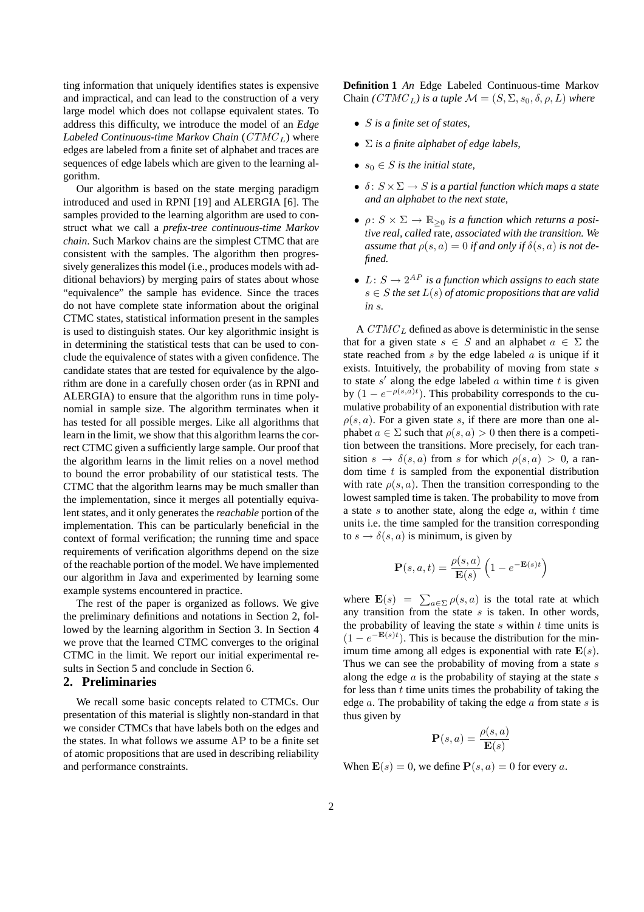ting information that uniquely identifies states is expensive and impractical, and can lead to the construction of a very large model which does not collapse equivalent states. To address this difficulty, we introduce the model of an *Edge Labeled Continuous-time Markov Chain* ($CTMC_L$) where edges are labeled from a finite set of alphabet and traces are sequences of edge labels which are given to the learning algorithm.

Our algorithm is based on the state merging paradigm introduced and used in RPNI [19] and ALERGIA [6]. The samples provided to the learning algorithm are used to construct what we call a *prefix-tree continuous-time Markov chain*. Such Markov chains are the simplest CTMC that are consistent with the samples. The algorithm then progressively generalizes this model (i.e., produces models with additional behaviors) by merging pairs of states about whose "equivalence" the sample has evidence. Since the traces do not have complete state information about the original CTMC states, statistical information present in the samples is used to distinguish states. Our key algorithmic insight is in determining the statistical tests that can be used to conclude the equivalence of states with a given confidence. The candidate states that are tested for equivalence by the algorithm are done in a carefully chosen order (as in RPNI and ALERGIA) to ensure that the algorithm runs in time polynomial in sample size. The algorithm terminates when it has tested for all possible merges. Like all algorithms that learn in the limit, we show that this algorithm learns the correct CTMC given a sufficiently large sample. Our proof that the algorithm learns in the limit relies on a novel method to bound the error probability of our statistical tests. The CTMC that the algorithm learns may be much smaller than the implementation, since it merges all potentially equivalent states, and it only generates the *reachable* portion of the implementation. This can be particularly beneficial in the context of formal verification; the running time and space requirements of verification algorithms depend on the size of the reachable portion of the model. We have implemented our algorithm in Java and experimented by learning some example systems encountered in practice.

The rest of the paper is organized as follows. We give the preliminary definitions and notations in Section 2, followed by the learning algorithm in Section 3. In Section 4 we prove that the learned CTMC converges to the original CTMC in the limit. We report our initial experimental results in Section 5 and conclude in Section 6.

## 2. Preliminaries

We recall some basic concepts related to CTMCs. Our presentation of this material is slightly non-standard in that we consider CTMCs that have labels both on the edges and the states. In what follows we assume AP to be a finite set of atomic propositions that are used in describing reliability and performance constraints.

**Definition 1** *An* Edge Labeled Continuous-time Markov Chain *($CTMC_L$) is a tuple $\mathcal{M} = (S, \Sigma, s_0, \delta, \rho, L)$ where*

- *$S$ is a finite set of states,*
- *$\Sigma$ is a finite alphabet of edge labels,*
- *$s_0 \in S$ is the initial state,*
- *$\delta\colon S \times \Sigma \rightarrow S$ is a partial function which maps a state and an alphabet to the next state,*
- *$\rho\colon S \times \Sigma \rightarrow \mathbb{R}_{\geq 0}$ is a function which returns a positive real, called* rate*, associated with the transition. We assume that $\rho(s, a) = 0$ if and only if $\delta(s, a)$ is not defined.*
- *$L\colon S \rightarrow 2^{AP}$ is a function which assigns to each state $s \in S$ the set $L(s)$ of atomic propositions that are valid in $s$.*

A $CTMC_L$ defined as above is deterministic in the sense that for a given state $s \in S$ and an alphabet $a \in \Sigma$ the state reached from $s$ by the edge labeled $a$ is unique if it exists. Intuitively, the probability of moving from state $s$ to state $s'$ along the edge labeled $a$ within time $t$ is given by $(1 - e^{-\rho(s,a)t})$. This probability corresponds to the cumulative probability of an exponential distribution with rate $\rho(s, a)$. For a given state $s$, if there are more than one alphabet $a \in \Sigma$ such that $\rho(s, a) > 0$ then there is a competition between the transitions. More precisely, for each transition $s \rightarrow \delta(s, a)$ from $s$ for which $\rho(s, a) > 0$, a random time $t$ is sampled from the exponential distribution with rate $\rho(s, a)$. Then the transition corresponding to the lowest sampled time is taken. The probability to move from a state $s$ to another state, along the edge $a$, within $t$ time units i.e. the time sampled for the transition corresponding to $s \rightarrow \delta(s, a)$ is minimum, is given by

$$\mathbf{P}(s, a, t) = \frac{\rho(s, a)}{\mathbf{E}(s)} \left(1 - e^{-\mathbf{E}(s)t}\right)$$

where $\mathbf{E}(s) = \sum_{a \in \Sigma} \rho(s, a)$ is the total rate at which any transition from the state $s$ is taken. In other words, the probability of leaving the state $s$ within $t$ time units is $(1 - e^{-\mathbf{E}(s)t})$. This is because the distribution for the minimum time among all edges is exponential with rate $\mathbf{E}(s)$. Thus we can see the probability of moving from a state $s$ along the edge $a$ is the probability of staying at the state $s$ for less than $t$ time units times the probability of taking the edge $a$. The probability of taking the edge $a$ from state $s$ is thus given by

$$\mathbf{P}(s, a) = \frac{\rho(s, a)}{\mathbf{E}(s)}$$

When $\mathbf{E}(s) = 0$, we define $\mathbf{P}(s, a) = 0$ for every $a$.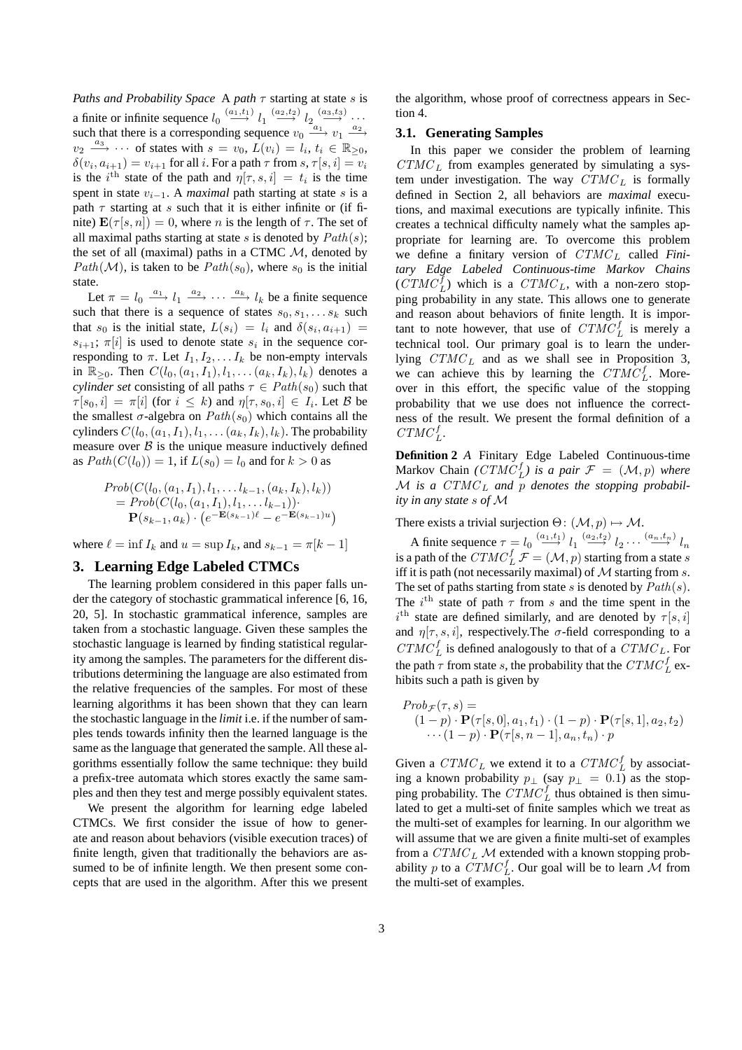*Paths and Probability Space* A *path* $\tau$ starting at state $s$ is a finite or infinite sequence $l_0 \xrightarrow{(a_1,t_1)} l_1 \xrightarrow{(a_2,t_2)} l_2 \xrightarrow{(a_3,t_3)} \cdots$ such that there is a corresponding sequence $v_0 \xrightarrow{a_1} v_1 \xrightarrow{a_2} v_2 \xrightarrow{a_3} \cdots$ of states with $s = v_0$, $L(v_i) = l_i$, $t_i \in \mathbb{R}_{\geq 0}$, $\delta(v_i, a_{i+1}) = v_{i+1}$ for all $i$. For a path $\tau$ from $s$, $\tau[s,i] = v_i$ is the $i^{\text{th}}$ state of the path and $\eta[\tau, s, i] = t_i$ is the time spent in state $v_{i-1}$. A *maximal* path starting at state $s$ is a path $\tau$ starting at $s$ such that it is either infinite or (if finite) $\mathbf{E}(\tau[s,n]) = 0$, where $n$ is the length of $\tau$. The set of all maximal paths starting at state $s$ is denoted by $Path(s)$; the set of all (maximal) paths in a CTMC $\mathcal{M}$, denoted by $Path(\mathcal{M})$, is taken to be $Path(s_0)$, where $s_0$ is the initial state.

Let $\pi = l_0 \xrightarrow{a_1} l_1 \xrightarrow{a_2} \cdots \xrightarrow{a_k} l_k$ be a finite sequence such that there is a sequence of states $s_0, s_1, \ldots s_k$ such that $s_0$ is the initial state, $L(s_i) = l_i$ and $\delta(s_i, a_{i+1}) = s_{i+1}$; $\pi[i]$ is used to denote state $s_i$ in the sequence corresponding to $\pi$. Let $I_1, I_2, \ldots I_k$ be non-empty intervals in $\mathbb{R}_{\geq 0}$. Then $C(l_0, (a_1, I_1), l_1, \ldots (a_k, I_k), l_k)$ denotes a *cylinder set* consisting of all paths $\tau \in Path(s_0)$ such that $\tau[s_0, i] = \pi[i]$ (for $i \leq k$) and $\eta[\tau, s_0, i] \in I_i$. Let $\mathcal{B}$ be the smallest $\sigma$-algebra on $Path(s_0)$ which contains all the cylinders $C(l_0, (a_1, I_1), l_1, \ldots (a_k, I_k), l_k)$. The probability measure over $\mathcal{B}$ is the unique measure inductively defined as $Path(C(l_0)) = 1$, if $L(s_0) = l_0$ and for $k > 0$ as

$$
\begin{aligned}
&Prob(C(l_0, (a_1, I_1), l_1, \ldots l_{k-1}, (a_k, I_k), l_k)) \\
&= Prob(C(l_0, (a_1, I_1), l_1, \ldots l_{k-1}))\cdot \\
&\quad \mathbf{P}(s_{k-1}, a_k) \cdot \left(e^{-\mathbf{E}(s_{k-1})\ell} - e^{-\mathbf{E}(s_{k-1})u}\right)
\end{aligned}
$$

where $\ell = \inf I_k$ and $u = \sup I_k$, and $s_{k-1} = \pi[k-1]$

## 3. Learning Edge Labeled CTMCs

The learning problem considered in this paper falls under the category of stochastic grammatical inference [6, 16, 20, 5]. In stochastic grammatical inference, samples are taken from a stochastic language. Given these samples the stochastic language is learned by finding statistical regularity among the samples. The parameters for the different distributions determining the language are also estimated from the relative frequencies of the samples. For most of these learning algorithms it has been shown that they can learn the stochastic language in the *limit* i.e. if the number of samples tends towards infinity then the learned language is the same as the language that generated the sample. All these algorithms essentially follow the same technique: they build a prefix-tree automata which stores exactly the same samples and then they test and merge possibly equivalent states.

We present the algorithm for learning edge labeled CTMCs. We first consider the issue of how to generate and reason about behaviors (visible execution traces) of finite length, given that traditionally the behaviors are assumed to be of infinite length. We then present some concepts that are used in the algorithm. After this we present the algorithm, whose proof of correctness appears in Section 4.

### 3.1. Generating Samples

In this paper we consider the problem of learning $CTMC_L$ from examples generated by simulating a system under investigation. The way $CTMC_L$ is formally defined in Section 2, all behaviors are *maximal* executions, and maximal executions are typically infinite. This creates a technical difficulty namely what the samples appropriate for learning are. To overcome this problem we define a finitary version of $CTMC_L$ called *Finitary Edge Labeled Continuous-time Markov Chains* ($CTMC_L^f$) which is a $CTMC_L$, with a non-zero stopping probability in any state. This allows one to generate and reason about behaviors of finite length. It is important to note however, that use of $CTMC_L^f$ is merely a technical tool. Our primary goal is to learn the underlying $CTMC_L$ and as we shall see in Proposition 3, we can achieve this by learning the $CTMC_L^f$. Moreover in this effort, the specific value of the stopping probability that we use does not influence the correctness of the result. We present the formal definition of a $CTMC_L^f$.

**Definition 2** *A* Finitary Edge Labeled Continuous-time Markov Chain *($CTMC_L^f$) is a pair $\mathcal{F} = (\mathcal{M}, p)$ where $\mathcal{M}$ is a $CTMC_L$ and $p$ denotes the stopping probability in any state $s$ of $\mathcal{M}$*

There exists a trivial surjection $\Theta \colon (\mathcal{M}, p) \mapsto \mathcal{M}$.

A finite sequence $\tau = l_0 \xrightarrow{(a_1,t_1)} l_1 \xrightarrow{(a_2,t_2)} l_2 \cdots \xrightarrow{(a_n,t_n)} l_n$ is a path of the $CTMC_L^f$ $\mathcal{F} = (\mathcal{M}, p)$ starting from a state $s$ iff it is path (not necessarily maximal) of $\mathcal{M}$ starting from $s$. The set of paths starting from state $s$ is denoted by $Path(s)$. The $i^{\text{th}}$ state of path $\tau$ from $s$ and the time spent in the $i^{\text{th}}$ state are defined similarly, and are denoted by $\tau[s,i]$ and $\eta[\tau, s, i]$, respectively.The $\sigma$-field corresponding to a $CTMC_L^f$ is defined analogously to that of a $CTMC_L$. For the path $\tau$ from state $s$, the probability that the $CTMC_L^f$ exhibits such a path is given by

$$
\begin{aligned}
&Prob_{\mathcal{F}}(\tau, s) = \\
&\quad (1-p) \cdot \mathbf{P}(\tau[s,0], a_1, t_1) \cdot (1-p) \cdot \mathbf{P}(\tau[s,1], a_2, t_2) \\
&\qquad \cdots (1-p) \cdot \mathbf{P}(\tau[s, n-1], a_n, t_n) \cdot p
\end{aligned}
$$

Given a $CTMC_L$ we extend it to a $CTMC_L^f$ by associating a known probability $p_\perp$ (say $p_\perp = 0.1$) as the stopping probability. The $CTMC_L^f$ thus obtained is then simulated to get a multi-set of finite samples which we treat as the multi-set of examples for learning. In our algorithm we will assume that we are given a finite multi-set of examples from a $CTMC_L$ $\mathcal{M}$ extended with a known stopping probability $p$ to a $CTMC_L^f$. Our goal will be to learn $\mathcal{M}$ from the multi-set of examples.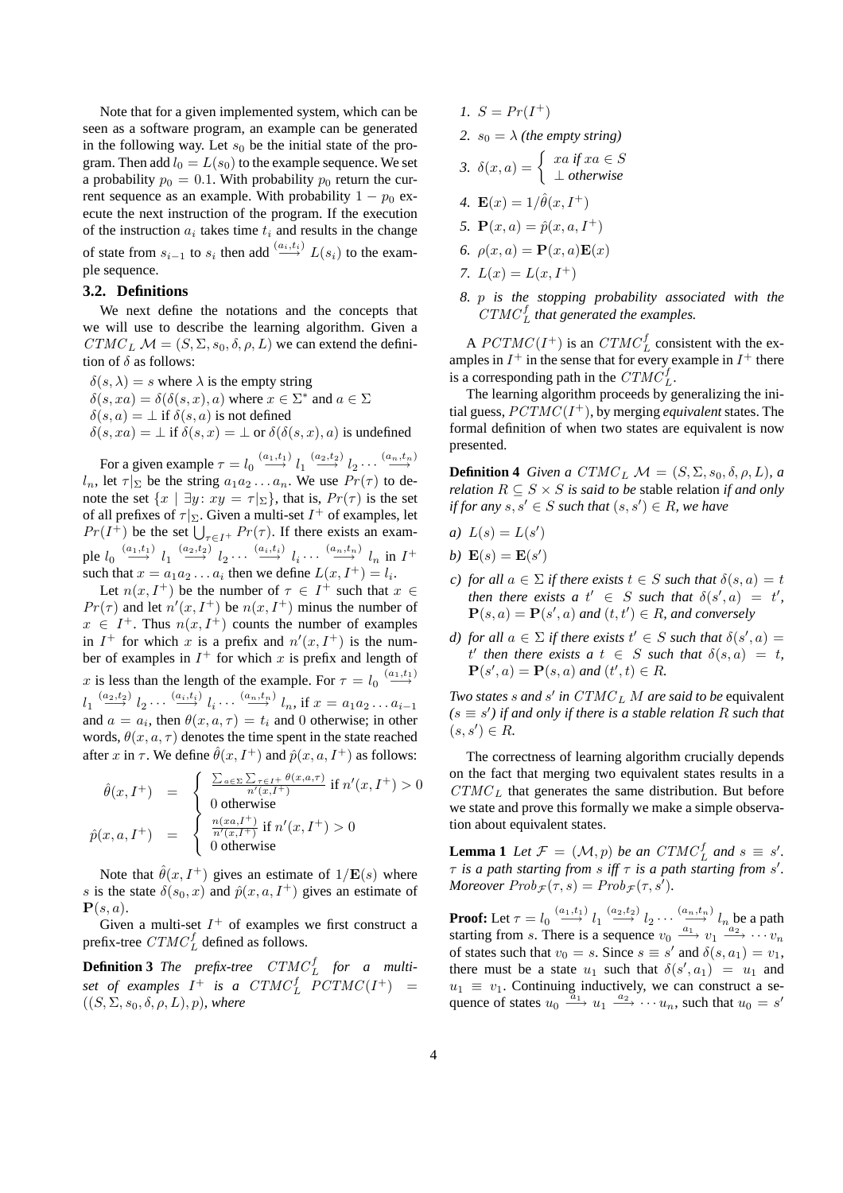Note that for a given implemented system, which can be seen as a software program, an example can be generated in the following way. Let $s_0$ be the initial state of the program. Then add $l_0 = L(s_0)$ to the example sequence. We set a probability $p_0 = 0.1$. With probability $p_0$ return the current sequence as an example. With probability $1 - p_0$ execute the next instruction of the program. If the execution of the instruction $a_i$ takes time $t_i$ and results in the change of state from $s_{i-1}$ to $s_i$ then add $\stackrel{(a_i,t_i)}{\longrightarrow} L(s_i)$ to the example sequence.

### 3.2. Definitions

We next define the notations and the concepts that we will use to describe the learning algorithm. Given a $CTMC_L$ $\mathcal{M} = (S, \Sigma, s_0, \delta, \rho, L)$ we can extend the definition of $\delta$ as follows:

$\delta(s, \lambda) = s$ where $\lambda$ is the empty string
$\delta(s, xa) = \delta(\delta(s, x), a)$ where $x \in \Sigma^*$ and $a \in \Sigma$
$\delta(s, a) = \bot$ if $\delta(s, a)$ is not defined
$\delta(s, xa) = \bot$ if $\delta(s, x) = \bot$ or $\delta(\delta(s, x), a)$ is undefined

For a given example $\tau = l_0 \stackrel{(a_1,t_1)}{\longrightarrow} l_1 \stackrel{(a_2,t_2)}{\longrightarrow} l_2 \cdots \stackrel{(a_n,t_n)}{\longrightarrow} l_n$, let $\tau|_\Sigma$ be the string $a_1 a_2 \ldots a_n$. We use $Pr(\tau)$ to denote the set $\{x \mid \exists y \colon xy = \tau|_\Sigma\}$, that is, $Pr(\tau)$ is the set of all prefixes of $\tau|_\Sigma$. Given a multi-set $I^+$ of examples, let $Pr(I^+)$ be the set $\bigcup_{\tau \in I^+} Pr(\tau)$. If there exists an example $l_0 \stackrel{(a_1,t_1)}{\longrightarrow} l_1 \stackrel{(a_2,t_2)}{\longrightarrow} l_2 \cdots \stackrel{(a_i,t_i)}{\longrightarrow} l_i \cdots \stackrel{(a_n,t_n)}{\longrightarrow} l_n$ in $I^+$ such that $x = a_1 a_2 \ldots a_i$ then we define $L(x, I^+) = l_i$.

Let $n(x, I^+)$ be the number of $\tau \in I^+$ such that $x \in Pr(\tau)$ and let $n'(x, I^+)$ be $n(x, I^+)$ minus the number of $x \in I^+$. Thus $n(x, I^+)$ counts the number of examples in $I^+$ for which $x$ is a prefix and $n'(x, I^+)$ is the number of examples in $I^+$ for which $x$ is prefix and length of $x$ is less than the length of the example. For $\tau = l_0 \stackrel{(a_1,t_1)}{\longrightarrow} l_1 \stackrel{(a_2,t_2)}{\longrightarrow} l_2 \cdots \stackrel{(a_i,t_i)}{\longrightarrow} l_i \cdots \stackrel{(a_n,t_n)}{\longrightarrow} l_n$, if $x = a_1 a_2 \ldots a_{i-1}$ and $a = a_i$, then $\theta(x, a, \tau) = t_i$ and 0 otherwise; in other words, $\theta(x, a, \tau)$ denotes the time spent in the state reached after $x$ in $\tau$. We define $\hat{\theta}(x, I^+)$ and $\hat{p}(x, a, I^+)$ as follows:

$$\hat{\theta}(x, I^+) = \begin{cases} \frac{\sum_{a \in \Sigma} \sum_{\tau \in I^+} \theta(x,a,\tau)}{n'(x,I^+)} & \text{if } n'(x, I^+) > 0 \\ 0 \text{ otherwise} \end{cases}$$

$$\hat{p}(x, a, I^+) = \begin{cases} \frac{n(xa,I^+)}{n'(x,I^+)} & \text{if } n'(x, I^+) > 0 \\ 0 \text{ otherwise} \end{cases}$$

Note that $\hat{\theta}(x, I^+)$ gives an estimate of $1/\mathbf{E}(s)$ where $s$ is the state $\delta(s_0, x)$ and $\hat{p}(x, a, I^+)$ gives an estimate of $\mathbf{P}(s, a)$.

Given a multi-set $I^+$ of examples we first construct a prefix-tree $CTMC_L^f$ defined as follows.

**Definition 3** *The prefix-tree $CTMC_L^f$ for a multi-set of examples $I^+$ is a $CTMC_L^f$ $PCTMC(I^+) = ((S, \Sigma, s_0, \delta, \rho, L), p)$, where*

1. $S = Pr(I^+)$
2. $s_0 = \lambda$ *(the empty string)*
3. $\delta(x, a) = \begin{cases} xa \text{ if } xa \in S \\ \bot \text{ otherwise} \end{cases}$
4. $\mathbf{E}(x) = 1/\hat{\theta}(x, I^+)$
5. $\mathbf{P}(x, a) = \hat{p}(x, a, I^+)$
6. $\rho(x, a) = \mathbf{P}(x, a)\mathbf{E}(x)$
7. $L(x) = L(x, I^+)$
8. *$p$ is the stopping probability associated with the $CTMC_L^f$ that generated the examples.*

A $PCTMC(I^+)$ is an $CTMC_L^f$ consistent with the examples in $I^+$ in the sense that for every example in $I^+$ there is a corresponding path in the $CTMC_L^f$.

The learning algorithm proceeds by generalizing the initial guess, $PCTMC(I^+)$, by merging *equivalent* states. The formal definition of when two states are equivalent is now presented.

**Definition 4** *Given a $CTMC_L$ $\mathcal{M} = (S, \Sigma, s_0, \delta, \rho, L)$, a relation $R \subseteq S \times S$ is said to be* stable relation *if and only if for any $s, s' \in S$ such that $(s, s') \in R$, we have*

*a)* $L(s) = L(s')$

*b)* $\mathbf{E}(s) = \mathbf{E}(s')$

*c) for all $a \in \Sigma$ if there exists $t \in S$ such that $\delta(s, a) = t$ then there exists a $t' \in S$ such that $\delta(s', a) = t'$, $\mathbf{P}(s, a) = \mathbf{P}(s', a)$ and $(t, t') \in R$, and conversely*

*d) for all $a \in \Sigma$ if there exists $t' \in S$ such that $\delta(s', a) = t'$ then there exists a $t \in S$ such that $\delta(s, a) = t$, $\mathbf{P}(s', a) = \mathbf{P}(s, a)$ and $(t', t) \in R$.*

*Two states $s$ and $s'$ in $CTMC_L$ $M$ are said to be* equivalent *($s \equiv s'$) if and only if there is a stable relation $R$ such that $(s, s') \in R$.*

The correctness of learning algorithm crucially depends on the fact that merging two equivalent states results in a $CTMC_L$ that generates the same distribution. But before we state and prove this formally we make a simple observation about equivalent states.

**Lemma 1** *Let $\mathcal{F} = (\mathcal{M}, p)$ be an $CTMC_L^f$ and $s \equiv s'$. $\tau$ is a path starting from $s$ iff $\tau$ is a path starting from $s'$. Moreover $Prob_{\mathcal{F}}(\tau, s) = Prob_{\mathcal{F}}(\tau, s')$.*

**Proof:** Let $\tau = l_0 \stackrel{(a_1,t_1)}{\longrightarrow} l_1 \stackrel{(a_2,t_2)}{\longrightarrow} l_2 \cdots \stackrel{(a_n,t_n)}{\longrightarrow} l_n$ be a path starting from $s$. There is a sequence $v_0 \stackrel{a_1}{\longrightarrow} v_1 \stackrel{a_2}{\longrightarrow} \cdots v_n$ of states such that $v_0 = s$. Since $s \equiv s'$ and $\delta(s, a_1) = v_1$, there must be a state $u_1$ such that $\delta(s', a_1) = u_1$ and $u_1 \equiv v_1$. Continuing inductively, we can construct a sequence of states $u_0 \stackrel{a_1}{\longrightarrow} u_1 \stackrel{a_2}{\longrightarrow} \cdots u_n$, such that $u_0 = s'$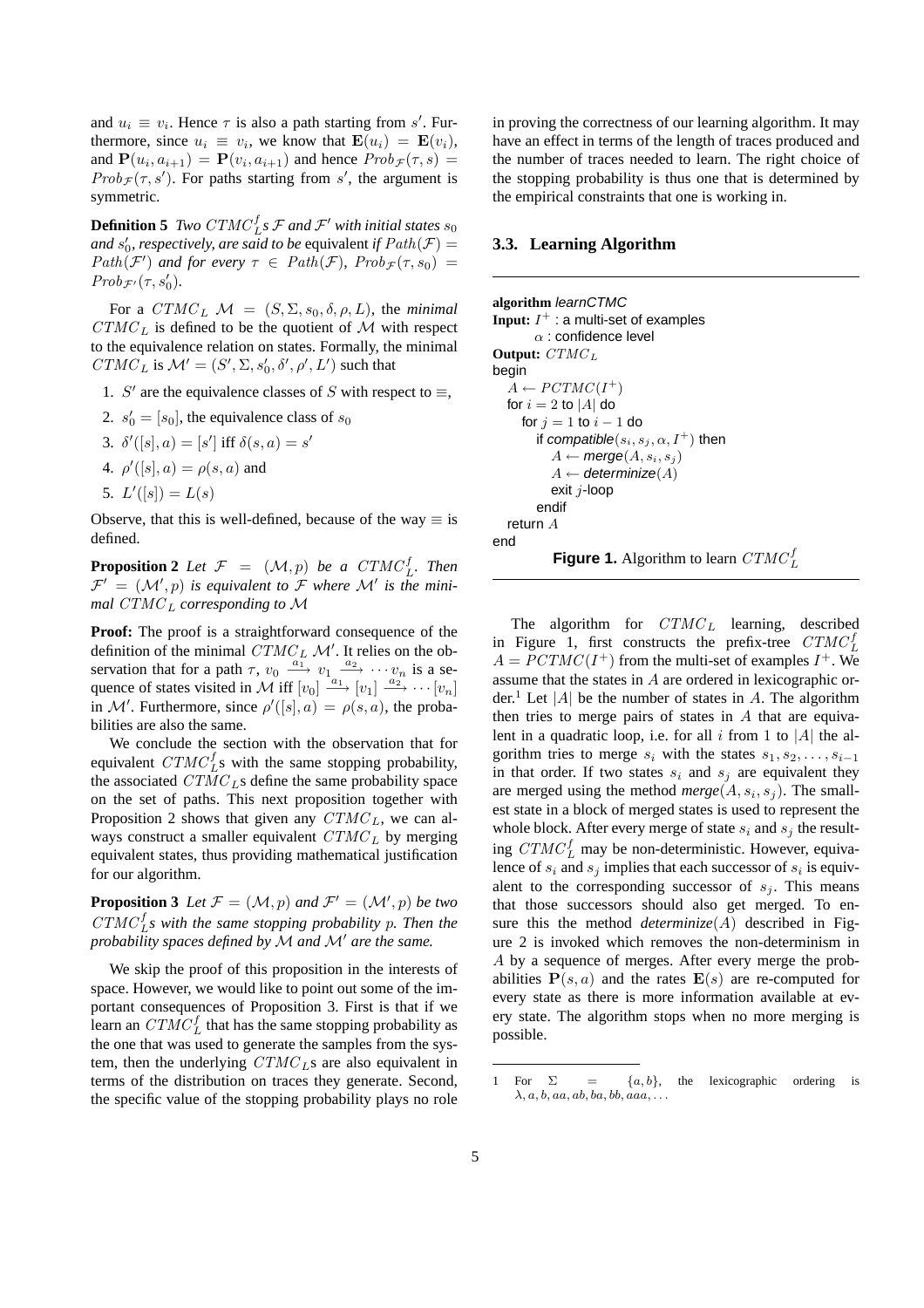and $u_i \equiv v_i$. Hence $\tau$ is also a path starting from $s'$. Furthermore, since $u_i \equiv v_i$, we know that $\mathbf{E}(u_i) = \mathbf{E}(v_i)$, and $\mathbf{P}(u_i, a_{i+1}) = \mathbf{P}(v_i, a_{i+1})$ and hence $Prob_{\mathcal{F}}(\tau, s) = Prob_{\mathcal{F}}(\tau, s')$. For paths starting from $s'$, the argument is symmetric.

**Definition 5** *Two $CTMC_L^f$s $\mathcal{F}$ and $\mathcal{F}'$ with initial states $s_0$ and $s_0'$, respectively, are said to be* equivalent *if $Path(\mathcal{F}) = Path(\mathcal{F}')$ and for every $\tau \in Path(\mathcal{F})$, $Prob_{\mathcal{F}}(\tau, s_0) = Prob_{\mathcal{F}'}(\tau, s_0')$.*

For a $CTMC_L$ $\mathcal{M} = (S, \Sigma, s_0, \delta, \rho, L)$, the *minimal* $CTMC_L$ is defined to be the quotient of $\mathcal{M}$ with respect to the equivalence relation on states. Formally, the minimal $CTMC_L$ is $\mathcal{M}' = (S', \Sigma, s_0', \delta', \rho', L')$ such that

1. $S'$ are the equivalence classes of $S$ with respect to $\equiv$,
2. $s_0' = [s_0]$, the equivalence class of $s_0$
3. $\delta'([s], a) = [s']$ iff $\delta(s, a) = s'$
4. $\rho'([s], a) = \rho(s, a)$ and
5. $L'([s]) = L(s)$

Observe, that this is well-defined, because of the way $\equiv$ is defined.

**Proposition 2** *Let $\mathcal{F} = (\mathcal{M}, p)$ be a $CTMC_L^f$. Then $\mathcal{F}' = (\mathcal{M}', p)$ is equivalent to $\mathcal{F}$ where $\mathcal{M}'$ is the minimal $CTMC_L$ corresponding to $\mathcal{M}$*

**Proof:** The proof is a straightforward consequence of the definition of the minimal $CTMC_L$ $\mathcal{M}'$. It relies on the observation that for a path $\tau$, $v_0 \xrightarrow{a_1} v_1 \xrightarrow{a_2} \cdots v_n$ is a sequence of states visited in $\mathcal{M}$ iff $[v_0] \xrightarrow{a_1} [v_1] \xrightarrow{a_2} \cdots [v_n]$ in $\mathcal{M}'$. Furthermore, since $\rho'([s], a) = \rho(s, a)$, the probabilities are also the same.

We conclude the section with the observation that for equivalent $CTMC_L^f$s with the same stopping probability, the associated $CTMC_L$s define the same probability space on the set of paths. This next proposition together with Proposition 2 shows that given any $CTMC_L$, we can always construct a smaller equivalent $CTMC_L$ by merging equivalent states, thus providing mathematical justification for our algorithm.

**Proposition 3** *Let $\mathcal{F} = (\mathcal{M}, p)$ and $\mathcal{F}' = (\mathcal{M}', p)$ be two $CTMC_L^f$s with the same stopping probability $p$. Then the probability spaces defined by $\mathcal{M}$ and $\mathcal{M}'$ are the same.*

We skip the proof of this proposition in the interests of space. However, we would like to point out some of the important consequences of Proposition 3. First is that if we learn an $CTMC_L^f$ that has the same stopping probability as the one that was used to generate the samples from the system, then the underlying $CTMC_L$s are also equivalent in terms of the distribution on traces they generate. Second, the specific value of the stopping probability plays no role in proving the correctness of our learning algorithm. It may have an effect in terms of the length of traces produced and the number of traces needed to learn. The right choice of the stopping probability is thus one that is determined by the empirical constraints that one is working in.

### 3.3. Learning Algorithm

```
algorithm learnCTMC
Input: I+ : a multi-set of examples
       α : confidence level
Output: CTMC_L
begin
  A ← PCTMC(I+)
  for i = 2 to |A| do
    for j = 1 to i − 1 do
      if compatible(s_i, s_j, α, I+) then
        A ← merge(A, s_i, s_j)
        A ← determinize(A)
        exit j-loop
      endif
  return A
end
```

**Figure 1.** Algorithm to learn $CTMC_L^f$

The algorithm for $CTMC_L$ learning, described in Figure 1, first constructs the prefix-tree $CTMC_L^f$ $A = PCTMC(I^+)$ from the multi-set of examples $I^+$. We assume that the states in $A$ are ordered in lexicographic order.[1] Let $|A|$ be the number of states in $A$. The algorithm then tries to merge pairs of states in $A$ that are equivalent in a quadratic loop, i.e. for all $i$ from 1 to $|A|$ the algorithm tries to merge $s_i$ with the states $s_1, s_2, \ldots, s_{i-1}$ in that order. If two states $s_i$ and $s_j$ are equivalent they are merged using the method *merge*$(A, s_i, s_j)$. The smallest state in a block of merged states is used to represent the whole block. After every merge of state $s_i$ and $s_j$ the resulting $CTMC_L^f$ may be non-deterministic. However, equivalence of $s_i$ and $s_j$ implies that each successor of $s_i$ is equivalent to the corresponding successor of $s_j$. This means that those successors should also get merged. To ensure this the method *determinize*$(A)$ described in Figure 2 is invoked which removes the non-determinism in $A$ by a sequence of merges. After every merge the probabilities $\mathbf{P}(s, a)$ and the rates $\mathbf{E}(s)$ are re-computed for every state as there is more information available at every state. The algorithm stops when no more merging is possible.

---

1 For $\Sigma = \{a, b\}$, the lexicographic ordering is $\lambda, a, b, aa, ab, ba, bb, aaa, \ldots$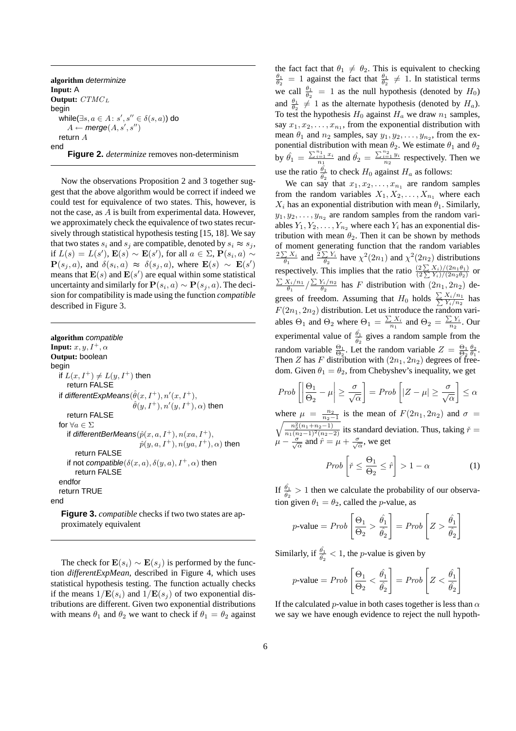```
algorithm determinize
Input: A
Output: CTMC_L
begin
  while(∃s, a ∈ A: s', s'' ∈ δ(s, a)) do
    A ← merge(A, s', s'')
  return A
end
```

**Figure 2.** *determinize* removes non-determinism

Now the observations Proposition 2 and 3 together suggest that the above algorithm would be correct if indeed we could test for equivalence of two states. This, however, is not the case, as $A$ is built from experimental data. However, we approximately check the equivalence of two states recursively through statistical hypothesis testing [15, 18]. We say that two states $s_i$ and $s_j$ are compatible, denoted by $s_i \approx s_j$, if $L(s) = L(s')$, $\mathbf{E}(s) \sim \mathbf{E}(s')$, for all $a \in \Sigma$, $\mathbf{P}(s_i, a) \sim \mathbf{P}(s_j, a)$, and $\delta(s_i, a) \approx \delta(s_j, a)$, where $\mathbf{E}(s) \sim \mathbf{E}(s')$ means that $\mathbf{E}(s)$ and $\mathbf{E}(s')$ are equal within some statistical uncertainty and similarly for $\mathbf{P}(s_i, a) \sim \mathbf{P}(s_j, a)$. The decision for compatibility is made using the function *compatible* described in Figure 3.

```
algorithm compatible
Input: x, y, I+, α
Output: boolean
begin
  if L(x, I+) ≠ L(y, I+) then
    return FALSE
  if differentExpMeans(θ̂(x, I+), n'(x, I+),
                       θ̂(y, I+), n'(y, I+), α) then
    return FALSE
  for ∀a ∈ Σ
    if differentBerMeans(p̂(x, a, I+), n(xa, I+),
                         p̂(y, a, I+), n(ya, I+), α) then
      return FALSE
    if not compatible(δ(x, a), δ(y, a), I+, α) then
      return FALSE
  endfor
  return TRUE
end
```

**Figure 3.** *compatible* checks if two two states are approximately equivalent

The check for $\mathbf{E}(s_i) \sim \mathbf{E}(s_j)$ is performed by the function *differentExpMean*, described in Figure 4, which uses statistical hypothesis testing. The function actually checks if the means $1/\mathbf{E}(s_i)$ and $1/\mathbf{E}(s_j)$ of two exponential distributions are different. Given two exponential distributions with means $\theta_1$ and $\theta_2$ we want to check if $\theta_1 = \theta_2$ against the fact fact that $\theta_1 \neq \theta_2$. This is equivalent to checking $\frac{\theta_1}{\theta_2} = 1$ against the fact that $\frac{\theta_1}{\theta_2} \neq 1$. In statistical terms we call $\frac{\theta_1}{\theta_2} = 1$ as the null hypothesis (denoted by $H_0$) and $\frac{\theta_1}{\theta_2} \neq 1$ as the alternate hypothesis (denoted by $H_a$). To test the hypothesis $H_0$ against $H_a$ we draw $n_1$ samples, say $x_1, x_2, \ldots, x_{n_1}$, from the exponential distribution with mean $\theta_1$ and $n_2$ samples, say $y_1, y_2, \ldots, y_{n_2}$, from the exponential distribution with mean $\theta_2$. We estimate $\theta_1$ and $\theta_2$ by $\hat{\theta_1} = \frac{\sum_{i=1}^{n_1} x_i}{n_1}$ and $\hat{\theta_2} = \frac{\sum_{i=1}^{n_2} y_i}{n_2}$ respectively. Then we use the ratio $\frac{\hat{\theta_1}}{\hat{\theta_2}}$ to check $H_0$ against $H_a$ as follows:

We can say that $x_1, x_2, \ldots, x_{n_1}$ are random samples from the random variables $X_1, X_2, \ldots, X_{n_1}$ where each $X_i$ has an exponential distribution with mean $\theta_1$. Similarly, $y_1, y_2, \ldots, y_{n_2}$ are random samples from the random variables $Y_1, Y_2, \ldots, Y_{n_2}$ where each $Y_i$ has an exponential distribution with mean $\theta_2$. Then it can be shown by methods of moment generating function that the random variables $\frac{2\sum X_i}{\theta_1}$ and $\frac{2\sum Y_i}{\theta_2}$ have $\chi^2(2n_1)$ and $\chi^2(2n_2)$ distributions respectively. This implies that the ratio $\frac{(2\sum X_i)/(2n_1\theta_1)}{(2\sum Y_i)/(2n_2\theta_2)}$ or $\frac{\sum X_i/n_1}{\theta_1} / \frac{\sum Y_i/n_2}{\theta_2}$ has $F$ distribution with $(2n_1, 2n_2)$ degrees of freedom. Assuming that $H_0$ holds $\frac{\sum X_i/n_1}{\sum Y_i/n_2}$ has $F(2n_1, 2n_2)$ distribution. Let us introduce the random variables $\Theta_1$ and $\Theta_2$ where $\Theta_1 = \frac{\sum X_i}{n_1}$ and $\Theta_2 = \frac{\sum Y_i}{n_2}$. Our experimental value of $\frac{\hat{\theta_1}}{\hat{\theta_2}}$ gives a random sample from the random variable $\frac{\Theta_1}{\Theta_2}$. Let the random variable $Z = \frac{\Theta_1}{\Theta_2}\frac{\theta_2}{\theta_1}$. Then $Z$ has $F$ distribution with $(2n_1, 2n_2)$ degrees of freedom. Given $\theta_1 = \theta_2$, from Chebyshev's inequality, we get

$$Prob\left[\left|\frac{\Theta_1}{\Theta_2} - \mu\right| \geq \frac{\sigma}{\sqrt{\alpha}}\right] = Prob\left[|Z - \mu| \geq \frac{\sigma}{\sqrt{\alpha}}\right] \leq \alpha$$

where $\mu = \frac{n_2}{n_2 - 1}$ is the mean of $F(2n_1, 2n_2)$ and $\sigma = \sqrt{\frac{n_2^2(n_1+n_2-1)}{n_1(n_2-1)^2(n_2-2)}}$ its standard deviation. Thus, taking $\check{r} = \mu - \frac{\sigma}{\sqrt{\alpha}}$ and $\hat{r} = \mu + \frac{\sigma}{\sqrt{\alpha}}$, we get

$$Prob\left[\check{r} \leq \frac{\Theta_1}{\Theta_2} \leq \hat{r}\right] > 1 - \alpha \tag{1}$$

If $\frac{\hat{\theta_1}}{\hat{\theta_2}} > 1$ then we calculate the probability of our observation given $\theta_1 = \theta_2$, called the $p$-value, as

$$p\text{-value} = Prob\left[\frac{\Theta_1}{\Theta_2} > \frac{\hat{\theta_1}}{\hat{\theta_2}}\right] = Prob\left[Z > \frac{\hat{\theta_1}}{\hat{\theta_2}}\right]$$

Similarly, if $\frac{\hat{\theta_1}}{\hat{\theta_2}} < 1$, the $p$-value is given by

$$p\text{-value} = Prob\left[\frac{\Theta_1}{\Theta_2} < \frac{\hat{\theta_1}}{\hat{\theta_2}}\right] = Prob\left[Z < \frac{\hat{\theta_1}}{\hat{\theta_2}}\right]$$

If the calculated $p$-value in both cases together is less than $\alpha$ we say we have enough evidence to reject the null hypoth-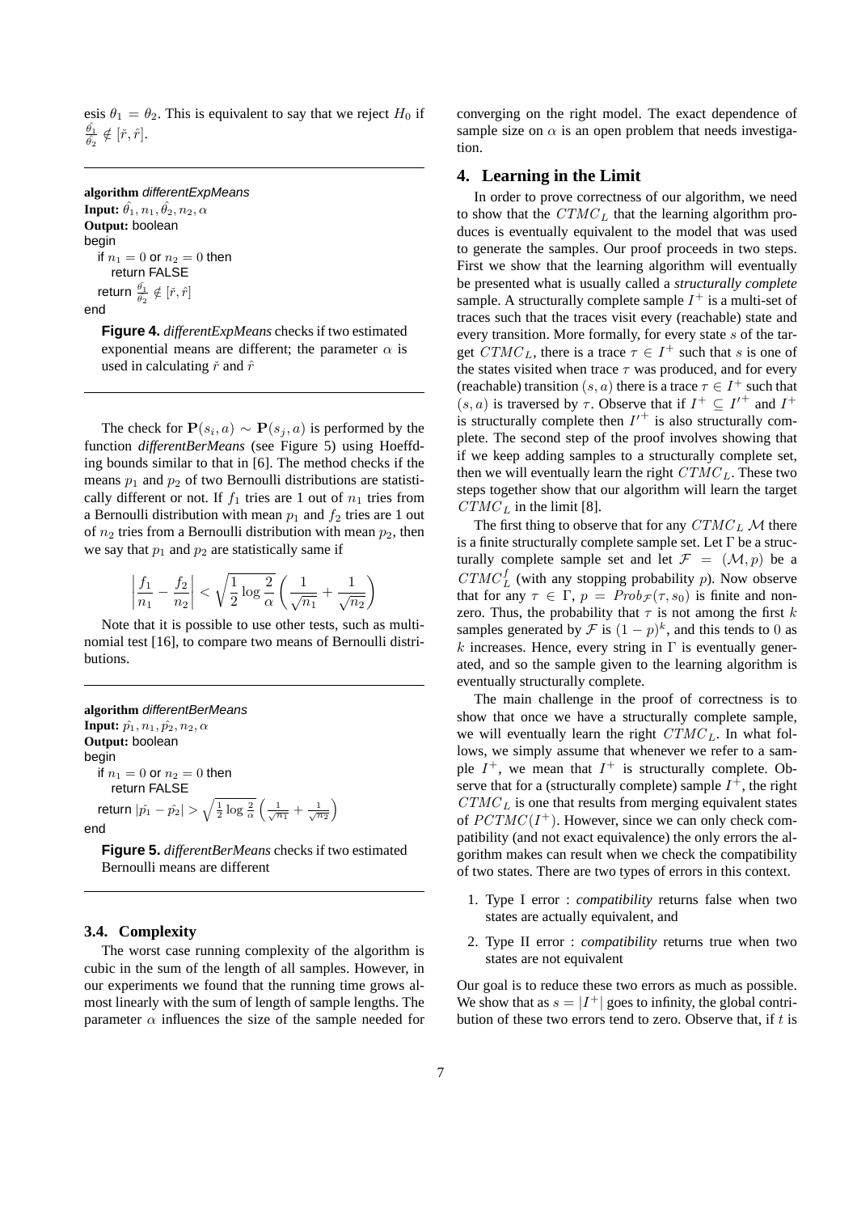esis $\theta_1 = \theta_2$. This is equivalent to say that we reject $H_0$ if $\frac{\hat{\theta_1}}{\hat{\theta_2}} \notin [\check{r}, \hat{r}]$.

```
algorithm differentExpMeans
Input: θ̂1, n1, θ̂2, n2, α
Output: boolean
begin
   if n1 = 0 or n2 = 0 then
      return FALSE
   return θ̂1/θ̂2 ∉ [ř, r̂]
end
```

**Figure 4.** *differentExpMeans* checks if two estimated exponential means are different; the parameter $\alpha$ is used in calculating $\check{r}$ and $\hat{r}$

The check for $\mathbf{P}(s_i, a) \sim \mathbf{P}(s_j, a)$ is performed by the function *differentBerMeans* (see Figure 5) using Hoeffding bounds similar to that in [6]. The method checks if the means $p_1$ and $p_2$ of two Bernoulli distributions are statistically different or not. If $f_1$ tries are 1 out of $n_1$ tries from a Bernoulli distribution with mean $p_1$ and $f_2$ tries are 1 out of $n_2$ tries from a Bernoulli distribution with mean $p_2$, then we say that $p_1$ and $p_2$ are statistically same if

$$\left|\frac{f_1}{n_1} - \frac{f_2}{n_2}\right| < \sqrt{\frac{1}{2}\log\frac{2}{\alpha}}\left(\frac{1}{\sqrt{n_1}} + \frac{1}{\sqrt{n_2}}\right)$$

Note that it is possible to use other tests, such as multinomial test [16], to compare two means of Bernoulli distributions.

```
algorithm differentBerMeans
Input: p̂1, n1, p̂2, n2, α
Output: boolean
begin
   if n1 = 0 or n2 = 0 then
      return FALSE
   return |p̂1 − p̂2| > sqrt(1/2 log 2/α) (1/sqrt(n1) + 1/sqrt(n2))
end
```

**Figure 5.** *differentBerMeans* checks if two estimated Bernoulli means are different

### 3.4. Complexity

The worst case running complexity of the algorithm is cubic in the sum of the length of all samples. However, in our experiments we found that the running time grows almost linearly with the sum of length of sample lengths. The parameter $\alpha$ influences the size of the sample needed for converging on the right model. The exact dependence of sample size on $\alpha$ is an open problem that needs investigation.

## 4. Learning in the Limit

In order to prove correctness of our algorithm, we need to show that the $CTMC_L$ that the learning algorithm produces is eventually equivalent to the model that was used to generate the samples. Our proof proceeds in two steps. First we show that the learning algorithm will eventually be presented what is usually called a ***structurally complete*** sample. A structurally complete sample $I^+$ is a multi-set of traces such that the traces visit every (reachable) state and every transition. More formally, for every state $s$ of the target $CTMC_L$, there is a trace $\tau \in I^+$ such that $s$ is one of the states visited when trace $\tau$ was produced, and for every (reachable) transition $(s, a)$ there is a trace $\tau \in I^+$ such that $(s, a)$ is traversed by $\tau$. Observe that if $I^+ \subseteq I'^+$ and $I^+$ is structurally complete then $I'^+$ is also structurally complete. The second step of the proof involves showing that if we keep adding samples to a structurally complete set, then we will eventually learn the right $CTMC_L$. These two steps together show that our algorithm will learn the target $CTMC_L$ in the limit [8].

The first thing to observe that for any $CTMC_L$ $\mathcal{M}$ there is a finite structurally complete sample set. Let $\Gamma$ be a structurally complete sample set and let $\mathcal{F} = (\mathcal{M}, p)$ be a $CTMC_L^f$ (with any stopping probability $p$). Now observe that for any $\tau \in \Gamma$, $p = Prob_{\mathcal{F}}(\tau, s_0)$ is finite and nonzero. Thus, the probability that $\tau$ is not among the first $k$ samples generated by $\mathcal{F}$ is $(1-p)^k$, and this tends to $0$ as $k$ increases. Hence, every string in $\Gamma$ is eventually generated, and so the sample given to the learning algorithm is eventually structurally complete.

The main challenge in the proof of correctness is to show that once we have a structurally complete sample, we will eventually learn the right $CTMC_L$. In what follows, we simply assume that whenever we refer to a sample $I^+$, we mean that $I^+$ is structurally complete. Observe that for a (structurally complete) sample $I^+$, the right $CTMC_L$ is one that results from merging equivalent states of $PCTMC(I^+)$. However, since we can only check compatibility (and not exact equivalence) the only errors the algorithm makes can result when we check the compatibility of two states. There are two types of errors in this context.

1. Type I error : *compatibility* returns false when two states are actually equivalent, and
2. Type II error : *compatibility* returns true when two states are not equivalent

Our goal is to reduce these two errors as much as possible. We show that as $s = |I^+|$ goes to infinity, the global contribution of these two errors tend to zero. Observe that, if $t$ is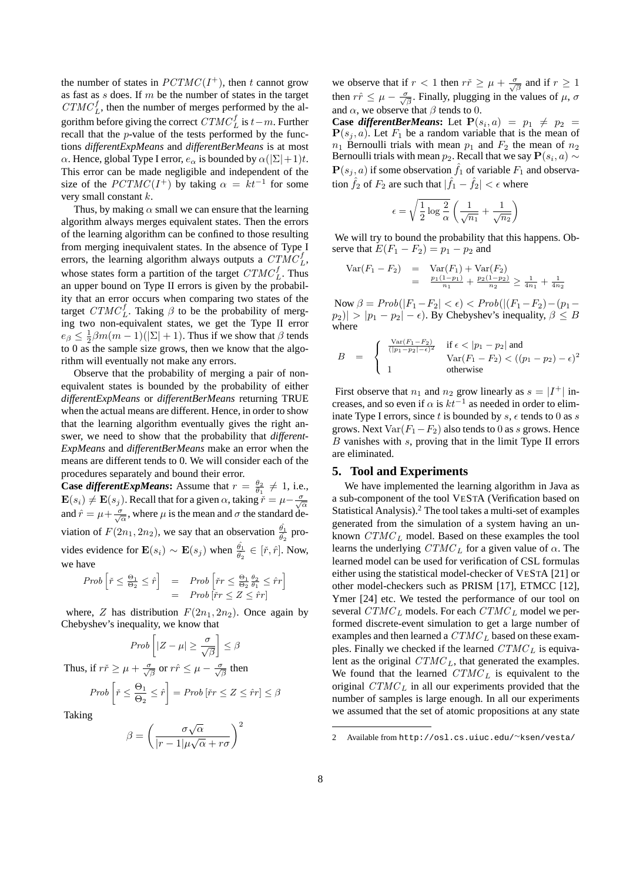the number of states in $PCTMC(I^+)$, then $t$ cannot grow as fast as $s$ does. If $m$ be the number of states in the target $CTMC_L^f$, then the number of merges performed by the algorithm before giving the correct $CTMC_L^f$ is $t-m$. Further recall that the $p$-value of the tests performed by the functions *differentExpMeans* and *differentBerMeans* is at most $\alpha$. Hence, global Type I error, $e_\alpha$ is bounded by $\alpha(|\Sigma|+1)t$. This error can be made negligible and independent of the size of the $PCTMC(I^+)$ by taking $\alpha = kt^{-1}$ for some very small constant $k$.

Thus, by making $\alpha$ small we can ensure that the learning algorithm always merges equivalent states. Then the errors of the learning algorithm can be confined to those resulting from merging inequivalent states. In the absence of Type I errors, the learning algorithm always outputs a $CTMC_L^f$, whose states form a partition of the target $CTMC_L^f$. Thus an upper bound on Type II errors is given by the probability that an error occurs when comparing two states of the target $CTMC_L^f$. Taking $\beta$ to be the probability of merging two non-equivalent states, we get the Type II error $e_\beta \leq \frac{1}{2}\beta m(m-1)(|\Sigma|+1)$. Thus if we show that $\beta$ tends to 0 as the sample size grows, then we know that the algorithm will eventually not make any errors.

Observe that the probability of merging a pair of non-equivalent states is bounded by the probability of either *differentExpMeans* or *differentBerMeans* returning TRUE when the actual means are different. Hence, in order to show that the learning algorithm eventually gives the right answer, we need to show that the probability that *differentExpMeans* and *differentBerMeans* make an error when the means are different tends to 0. We will consider each of the procedures separately and bound their error.

**Case *differentExpMeans*:** Assume that $r = \frac{\theta_2}{\theta_1} \neq 1$, i.e., $\mathbf{E}(s_i) \neq \mathbf{E}(s_j)$. Recall that for a given $\alpha$, taking $\check{r} = \mu - \frac{\sigma}{\sqrt{\alpha}}$ and $\hat{r} = \mu + \frac{\sigma}{\sqrt{\alpha}}$, where $\mu$ is the mean and $\sigma$ the standard deviation of $F(2n_1, 2n_2)$, we say that an observation $\frac{\hat{\theta_1}}{\hat{\theta_2}}$ provides evidence for $\mathbf{E}(s_i) \sim \mathbf{E}(s_j)$ when $\frac{\hat{\theta_1}}{\hat{\theta_2}} \in [\check{r}, \hat{r}]$. Now, we have

$$
\begin{aligned}
Prob\left[\check{r} \leq \frac{\Theta_1}{\Theta_2} \leq \hat{r}\right] &= Prob\left[\check{r}r \leq \frac{\Theta_1}{\Theta_2}\frac{\theta_2}{\theta_1} \leq \hat{r}r\right] \\
&= Prob\left[\check{r}r \leq Z \leq \hat{r}r\right]
\end{aligned}
$$

where, $Z$ has distribution $F(2n_1, 2n_2)$. Once again by Chebyshev's inequality, we know that

$$
Prob\left[|Z-\mu| \geq \frac{\sigma}{\sqrt{\beta}}\right] \leq \beta
$$

Thus, if $r\check{r} \geq \mu + \frac{\sigma}{\sqrt{\beta}}$ or $r\hat{r} \leq \mu - \frac{\sigma}{\sqrt{\beta}}$ then

$$
Prob\left[\check{r} \leq \frac{\Theta_1}{\Theta_2} \leq \hat{r}\right] = Prob\left[\check{r}r \leq Z \leq \hat{r}r\right] \leq \beta
$$

Taking

$$
\beta = \left(\frac{\sigma\sqrt{\alpha}}{|r-1|\mu\sqrt{\alpha}+r\sigma}\right)^2
$$

we observe that if $r < 1$ then $r\check{r} \geq \mu + \frac{\sigma}{\sqrt{\beta}}$ and if $r \geq 1$ then $r\hat{r} \leq \mu - \frac{\sigma}{\sqrt{\beta}}$. Finally, plugging in the values of $\mu$, $\sigma$ and $\alpha$, we observe that $\beta$ tends to 0.

**Case *differentBerMeans*:** Let $\mathbf{P}(s_i, a) = p_1 \neq p_2 = \mathbf{P}(s_j, a)$. Let $F_1$ be a random variable that is the mean of $n_1$ Bernoulli trials with mean $p_1$ and $F_2$ the mean of $n_2$ Bernoulli trials with mean $p_2$. Recall that we say $\mathbf{P}(s_i, a) \sim \mathbf{P}(s_j, a)$ if some observation $\hat{f_1}$ of variable $F_1$ and observation $\hat{f_2}$ of $F_2$ are such that $|\hat{f_1} - \hat{f_2}| < \epsilon$ where

$$
\epsilon = \sqrt{\frac{1}{2}\log\frac{2}{\alpha}}\left(\frac{1}{\sqrt{n_1}} + \frac{1}{\sqrt{n_2}}\right)
$$

We will try to bound the probability that this happens. Observe that $E(F_1 - F_2) = p_1 - p_2$ and

$$
\begin{aligned}
\mathrm{Var}(F_1 - F_2) &= \mathrm{Var}(F_1) + \mathrm{Var}(F_2) \\
&= \frac{p_1(1-p_1)}{n_1} + \frac{p_2(1-p_2)}{n_2} \geq \frac{1}{4n_1} + \frac{1}{4n_2}
\end{aligned}
$$

Now $\beta = Prob(|F_1 - F_2| < \epsilon) < Prob(|(F_1-F_2)-(p_1-p_2)| > |p_1-p_2| - \epsilon)$. By Chebyshev's inequality, $\beta \leq B$ where

$$
B = \begin{cases} \frac{\mathrm{Var}(F_1-F_2)}{(|p_1-p_2|-\epsilon)^2} & \text{if } \epsilon < |p_1-p_2| \text{ and} \\ & \mathrm{Var}(F_1-F_2) < ((p_1-p_2)-\epsilon)^2 \\ 1 & \text{otherwise} \end{cases}
$$

First observe that $n_1$ and $n_2$ grow linearly as $s = |I^+|$ increases, and so even if $\alpha$ is $kt^{-1}$ as needed in order to eliminate Type I errors, since $t$ is bounded by $s$, $\epsilon$ tends to 0 as $s$ grows. Next $\mathrm{Var}(F_1 - F_2)$ also tends to 0 as $s$ grows. Hence $B$ vanishes with $s$, proving that in the limit Type II errors are eliminated.

## 5. Tool and Experiments

We have implemented the learning algorithm in Java as a sub-component of the tool VESTA (Verification based on Statistical Analysis).[2] The tool takes a multi-set of examples generated from the simulation of a system having an unknown $CTMC_L$ model. Based on these examples the tool learns the underlying $CTMC_L$ for a given value of $\alpha$. The learned model can be used for verification of CSL formulas either using the statistical model-checker of VESTA [21] or other model-checkers such as PRISM [17], ETMCC [12], Ymer [24] etc. We tested the performance of our tool on several $CTMC_L$ models. For each $CTMC_L$ model we performed discrete-event simulation to get a large number of examples and then learned a $CTMC_L$ based on these examples. Finally we checked if the learned $CTMC_L$ is equivalent as the original $CTMC_L$, that generated the examples. We found that the learned $CTMC_L$ is equivalent to the original $CTMC_L$ in all our experiments provided that the number of samples is large enough. In all our experiments we assumed that the set of atomic propositions at any state

2 Available from http://osl.cs.uiuc.edu/~ksen/vesta/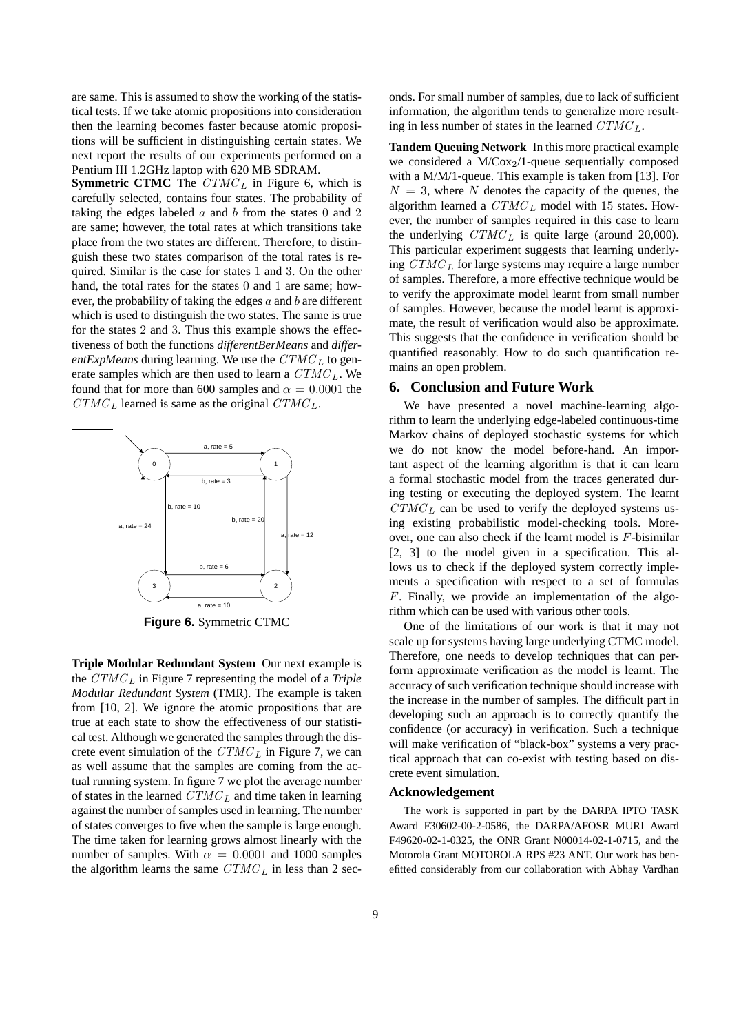are same. This is assumed to show the working of the statistical tests. If we take atomic propositions into consideration then the learning becomes faster because atomic propositions will be sufficient in distinguishing certain states. We next report the results of our experiments performed on a Pentium III 1.2GHz laptop with 620 MB SDRAM.

**Symmetric CTMC** The $CTMC_L$ in Figure 6, which is carefully selected, contains four states. The probability of taking the edges labeled $a$ and $b$ from the states $0$ and $2$ are same; however, the total rates at which transitions take place from the two states are different. Therefore, to distinguish these two states comparison of the total rates is required. Similar is the case for states $1$ and $3$. On the other hand, the total rates for the states $0$ and $1$ are same; however, the probability of taking the edges $a$ and $b$ are different which is used to distinguish the two states. The same is true for the states $2$ and $3$. Thus this example shows the effectiveness of both the functions *differentBerMeans* and *differentExpMeans* during learning. We use the $CTMC_L$ to generate samples which are then used to learn a $CTMC_L$. We found that for more than 600 samples and $\alpha = 0.0001$ the $CTMC_L$ learned is same as the original $CTMC_L$.

a, rate = 5
b, rate = 3
b, rate = 10
b, rate = 20
a, rate = 24
a, rate = 12
b, rate = 6
a, rate = 10
0
1
2
3

**Figure 6.** Symmetric CTMC

**Triple Modular Redundant System** Our next example is the $CTMC_L$ in Figure 7 representing the model of a *Triple Modular Redundant System* (TMR). The example is taken from [10, 2]. We ignore the atomic propositions that are true at each state to show the effectiveness of our statistical test. Although we generated the samples through the discrete event simulation of the $CTMC_L$ in Figure 7, we can as well assume that the samples are coming from the actual running system. In figure 7 we plot the average number of states in the learned $CTMC_L$ and time taken in learning against the number of samples used in learning. The number of states converges to five when the sample is large enough. The time taken for learning grows almost linearly with the number of samples. With $\alpha = 0.0001$ and 1000 samples the algorithm learns the same $CTMC_L$ in less than 2 seconds. For small number of samples, due to lack of sufficient information, the algorithm tends to generalize more resulting in less number of states in the learned $CTMC_L$.

**Tandem Queuing Network** In this more practical example we considered a M/$Cox_2$/1-queue sequentially composed with a M/M/1-queue. This example is taken from [13]. For $N = 3$, where $N$ denotes the capacity of the queues, the algorithm learned a $CTMC_L$ model with $15$ states. However, the number of samples required in this case to learn the underlying $CTMC_L$ is quite large (around 20,000). This particular experiment suggests that learning underlying $CTMC_L$ for large systems may require a large number of samples. Therefore, a more effective technique would be to verify the approximate model learnt from small number of samples. However, because the model learnt is approximate, the result of verification would also be approximate. This suggests that the confidence in verification should be quantified reasonably. How to do such quantification remains an open problem.

## 6. Conclusion and Future Work

We have presented a novel machine-learning algorithm to learn the underlying edge-labeled continuous-time Markov chains of deployed stochastic systems for which we do not know the model before-hand. An important aspect of the learning algorithm is that it can learn a formal stochastic model from the traces generated during testing or executing the deployed system. The learnt $CTMC_L$ can be used to verify the deployed systems using existing probabilistic model-checking tools. Moreover, one can also check if the learnt model is $F$-bisimilar [2, 3] to the model given in a specification. This allows us to check if the deployed system correctly implements a specification with respect to a set of formulas $F$. Finally, we provide an implementation of the algorithm which can be used with various other tools.

One of the limitations of our work is that it may not scale up for systems having large underlying CTMC model. Therefore, one needs to develop techniques that can perform approximate verification as the model is learnt. The accuracy of such verification technique should increase with the increase in the number of samples. The difficult part in developing such an approach is to correctly quantify the confidence (or accuracy) in verification. Such a technique will make verification of "black-box" systems a very practical approach that can co-exist with testing based on discrete event simulation.

### Acknowledgement

The work is supported in part by the DARPA IPTO TASK Award F30602-00-2-0586, the DARPA/AFOSR MURI Award F49620-02-1-0325, the ONR Grant N00014-02-1-0715, and the Motorola Grant MOTOROLA RPS #23 ANT. Our work has benefitted considerably from our collaboration with Abhay Vardhan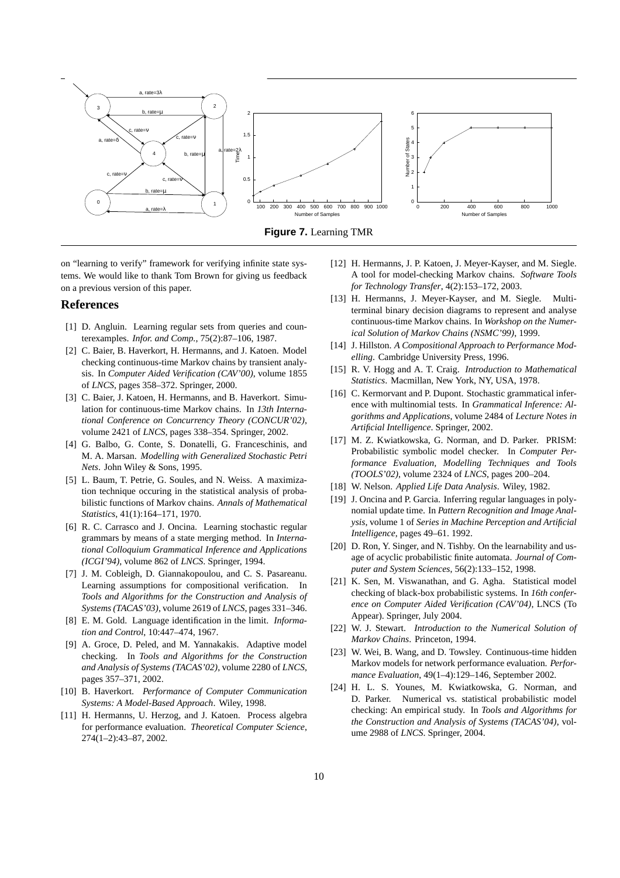a, rate=3λ
b, rate=μ
c, rate=ν
a, rate=δ
c, rate=ν
b, rate=μ
a, rate=2λ
c, rate=ν
c, rate=ν
b, rate=μ
a, rate=λ
3
2
4
0
1

Time
Number of Samples
0
0.5
1
1.5
2
100 200 300 400 500 600 700 800 900 1000

Number of States
Number of Samples
0
1
2
3
4
5
6
0 200 400 600 800 1000

**Figure 7.** Learning TMR

on "learning to verify" framework for verifying infinite state systems. We would like to thank Tom Brown for giving us feedback on a previous version of this paper.

## References

[1] D. Angluin. Learning regular sets from queries and counterexamples. *Infor. and Comp.*, 75(2):87–106, 1987.

[2] C. Baier, B. Haverkort, H. Hermanns, and J. Katoen. Model checking continuous-time Markov chains by transient analysis. In *Computer Aided Verification (CAV'00)*, volume 1855 of *LNCS*, pages 358–372. Springer, 2000.

[3] C. Baier, J. Katoen, H. Hermanns, and B. Haverkort. Simulation for continuous-time Markov chains. In *13th International Conference on Concurrency Theory (CONCUR'02)*, volume 2421 of *LNCS*, pages 338–354. Springer, 2002.

[4] G. Balbo, G. Conte, S. Donatelli, G. Franceschinis, and M. A. Marsan. *Modelling with Generalized Stochastic Petri Nets*. John Wiley & Sons, 1995.

[5] L. Baum, T. Petrie, G. Soules, and N. Weiss. A maximization technique occuring in the statistical analysis of probabilistic functions of Markov chains. *Annals of Mathematical Statistics*, 41(1):164–171, 1970.

[6] R. C. Carrasco and J. Oncina. Learning stochastic regular grammars by means of a state merging method. In *International Colloquium Grammatical Inference and Applications (ICGI'94)*, volume 862 of *LNCS*. Springer, 1994.

[7] J. M. Cobleigh, D. Giannakopoulou, and C. S. Pasareanu. Learning assumptions for compositional verification. In *Tools and Algorithms for the Construction and Analysis of Systems (TACAS'03)*, volume 2619 of *LNCS*, pages 331–346.

[8] E. M. Gold. Language identification in the limit. *Information and Control*, 10:447–474, 1967.

[9] A. Groce, D. Peled, and M. Yannakakis. Adaptive model checking. In *Tools and Algorithms for the Construction and Analysis of Systems (TACAS'02)*, volume 2280 of *LNCS*, pages 357–371, 2002.

[10] B. Haverkort. *Performance of Computer Communication Systems: A Model-Based Approach*. Wiley, 1998.

[11] H. Hermanns, U. Herzog, and J. Katoen. Process algebra for performance evaluation. *Theoretical Computer Science*, 274(1–2):43–87, 2002.

[12] H. Hermanns, J. P. Katoen, J. Meyer-Kayser, and M. Siegle. A tool for model-checking Markov chains. *Software Tools for Technology Transfer*, 4(2):153–172, 2003.

[13] H. Hermanns, J. Meyer-Kayser, and M. Siegle. Multiterminal binary decision diagrams to represent and analyse continuous-time Markov chains. In *Workshop on the Numerical Solution of Markov Chains (NSMC'99)*, 1999.

[14] J. Hillston. *A Compositional Approach to Performance Modelling*. Cambridge University Press, 1996.

[15] R. V. Hogg and A. T. Craig. *Introduction to Mathematical Statistics*. Macmillan, New York, NY, USA, 1978.

[16] C. Kermorvant and P. Dupont. Stochastic grammatical inference with multinomial tests. In *Grammatical Inference: Algorithms and Applications*, volume 2484 of *Lecture Notes in Artificial Intelligence*. Springer, 2002.

[17] M. Z. Kwiatkowska, G. Norman, and D. Parker. PRISM: Probabilistic symbolic model checker. In *Computer Performance Evaluation, Modelling Techniques and Tools (TOOLS'02)*, volume 2324 of *LNCS*, pages 200–204.

[18] W. Nelson. *Applied Life Data Analysis*. Wiley, 1982.

[19] J. Oncina and P. Garcia. Inferring regular languages in polynomial update time. In *Pattern Recognition and Image Analysis*, volume 1 of *Series in Machine Perception and Artificial Intelligence*, pages 49–61. 1992.

[20] D. Ron, Y. Singer, and N. Tishby. On the learnability and usage of acyclic probabilistic finite automata. *Journal of Computer and System Sciences*, 56(2):133–152, 1998.

[21] K. Sen, M. Viswanathan, and G. Agha. Statistical model checking of black-box probabilistic systems. In *16th conference on Computer Aided Verification (CAV'04)*, LNCS (To Appear). Springer, July 2004.

[22] W. J. Stewart. *Introduction to the Numerical Solution of Markov Chains*. Princeton, 1994.

[23] W. Wei, B. Wang, and D. Towsley. Continuous-time hidden Markov models for network performance evaluation. *Performance Evaluation*, 49(1–4):129–146, September 2002.

[24] H. L. S. Younes, M. Kwiatkowska, G. Norman, and D. Parker. Numerical vs. statistical probabilistic model checking: An empirical study. In *Tools and Algorithms for the Construction and Analysis of Systems (TACAS'04)*, volume 2988 of *LNCS*. Springer, 2004.